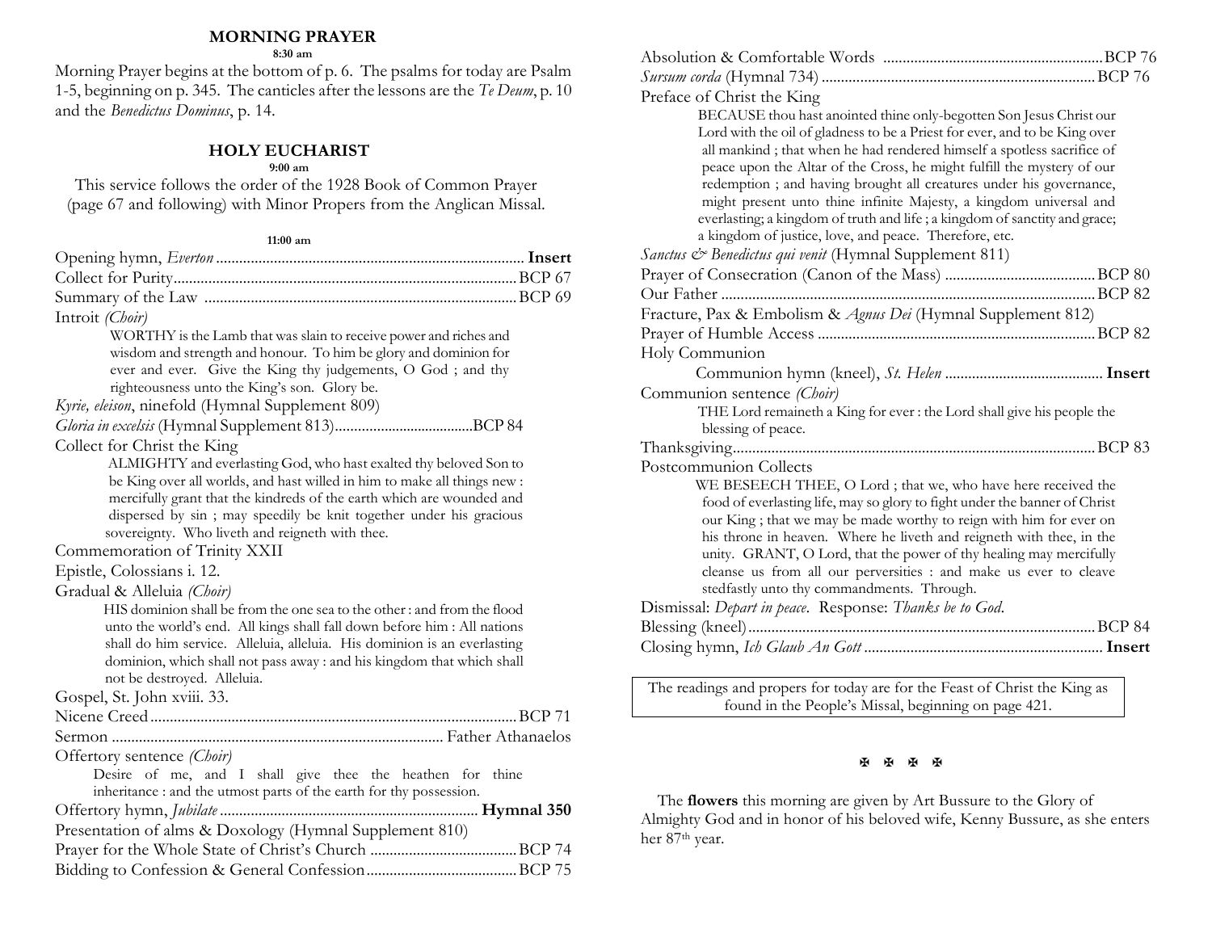## MORNING PRAYER

**8:30 am**

Morning Prayer begins at the bottom of p. 6. The psalms for today are Psalm 1-5, beginning on p. 345. The canticles after the lessons are the *Te Deum*, p. 10 and the *Benedictus Dominus*, p. 14.

## HOLY EUCHARIST

**9:00 am**

This service follows the order of the 1928 Book of Common Prayer (page 67 and following) with Minor Propers from the Anglican Missal.

**11:00 am**

Opening hymn, *Everton* ............ **Insert**

Collect for Purity ............ BCP 67

Summary of the Law ............ BCP 69

Introit *(Choir)*

> WORTHY is the Lamb that was slain to receive power and riches and wisdom and strength and honour. To him be glory and dominion for ever and ever. Give the King thy judgements, O God ; and thy righteousness unto the King's son. Glory be.

*Kyrie, eleison*, ninefold (Hymnal Supplement 809)

*Gloria in excelsis* (Hymnal Supplement 813) ............ BCP 84

Collect for Christ the King

> ALMIGHTY and everlasting God, who hast exalted thy beloved Son to be King over all worlds, and hast willed in him to make all things new : mercifully grant that the kindreds of the earth which are wounded and dispersed by sin ; may speedily be knit together under his gracious sovereignty. Who liveth and reigneth with thee.

Commemoration of Trinity XXII

Epistle, Colossians i. 12.

Gradual & Alleluia *(Choir)*

> HIS dominion shall be from the one sea to the other : and from the flood unto the world's end. All kings shall fall down before him : All nations shall do him service. Alleluia, alleluia. His dominion is an everlasting dominion, which shall not pass away : and his kingdom that which shall not be destroyed. Alleluia.

Gospel, St. John xviii. 33.

Nicene Creed ............ BCP 71

Sermon ............ Father Athanaelos

Offertory sentence *(Choir)*

> Desire of me, and I shall give thee the heathen for thine inheritance : and the utmost parts of the earth for thy possession.

Offertory hymn, *Jubilate* ............ **Hymnal 350**

Presentation of alms & Doxology (Hymnal Supplement 810)

Prayer for the Whole State of Christ's Church ............ BCP 74

Bidding to Confession & General Confession ............ BCP 75

Absolution & Comfortable Words ............ BCP 76

*Sursum corda* (Hymnal 734) ............ BCP 76

Preface of Christ the King

> BECAUSE thou hast anointed thine only-begotten Son Jesus Christ our Lord with the oil of gladness to be a Priest for ever, and to be King over all mankind ; that when he had rendered himself a spotless sacrifice of peace upon the Altar of the Cross, he might fulfill the mystery of our redemption ; and having brought all creatures under his governance, might present unto thine infinite Majesty, a kingdom universal and everlasting; a kingdom of truth and life ; a kingdom of sanctity and grace; a kingdom of justice, love, and peace. Therefore, etc.

*Sanctus & Benedictus qui venit* (Hymnal Supplement 811)

Prayer of Consecration (Canon of the Mass) ............ BCP 80

Our Father ............ BCP 82

Fracture, Pax & Embolism & *Agnus Dei* (Hymnal Supplement 812)

Prayer of Humble Access ............ BCP 82

Holy Communion

> Communion hymn (kneel), *St. Helen* ............ **Insert**

Communion sentence *(Choir)*

> THE Lord remaineth a King for ever : the Lord shall give his people the blessing of peace.

Thanksgiving ............ BCP 83

Postcommunion Collects

> WE BESEECH THEE, O Lord ; that we, who have here received the food of everlasting life, may so glory to fight under the banner of Christ our King ; that we may be made worthy to reign with him for ever on his throne in heaven. Where he liveth and reigneth with thee, in the unity. GRANT, O Lord, that the power of thy healing may mercifully cleanse us from all our perversities : and make us ever to cleave stedfastly unto thy commandments. Through.

Dismissal: *Depart in peace*. Response: *Thanks be to God*.

Blessing (kneel) ............ BCP 84

Closing hymn, *Ich Glaub An Gott* ............ **Insert**

> The readings and propers for today are for the Feast of Christ the King as found in the People's Missal, beginning on page 421.

✠ ✠ ✠ ✠

The **flowers** this morning are given by Art Bussure to the Glory of Almighty God and in honor of his beloved wife, Kenny Bussure, as she enters her 87th year.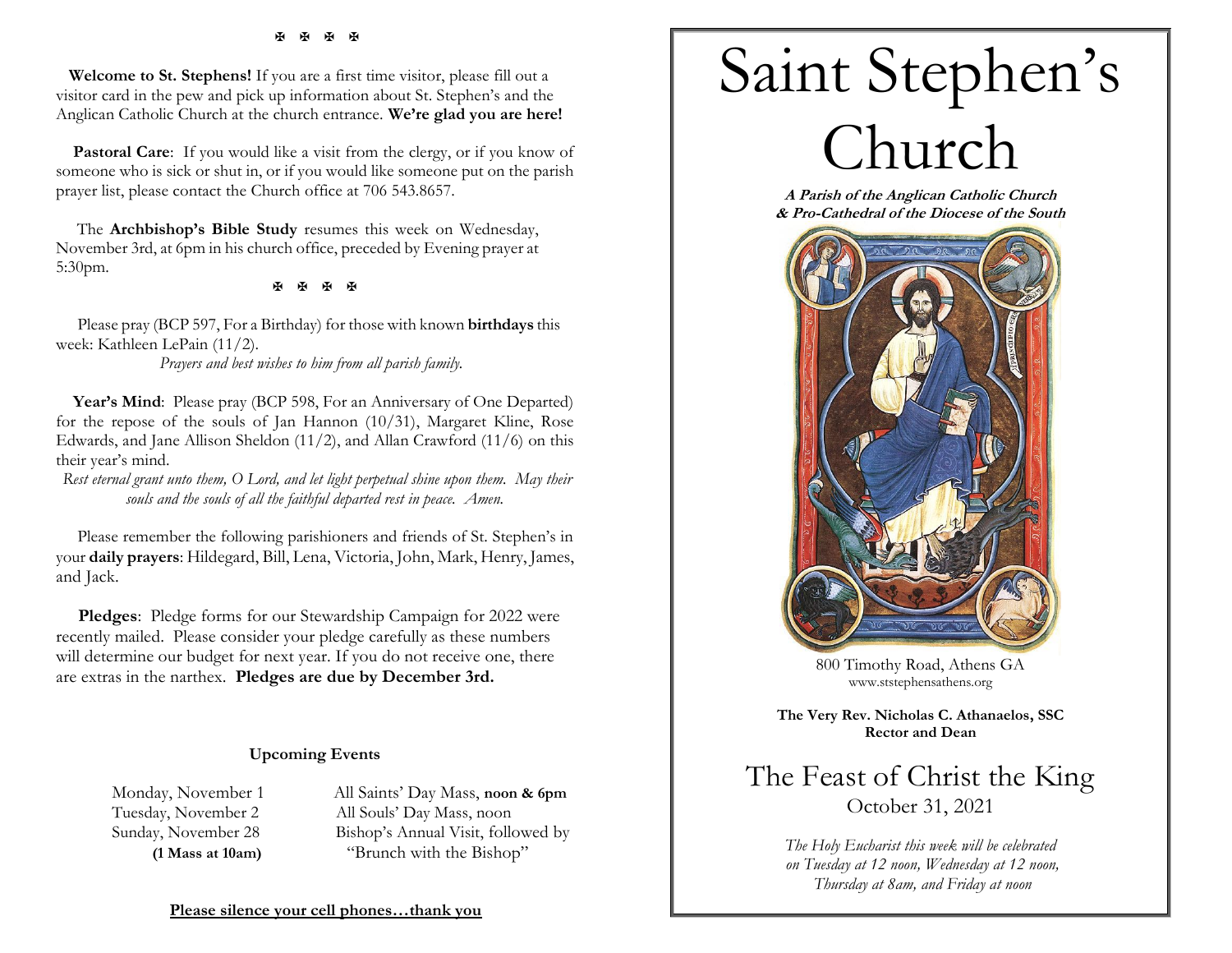✠ ✠ ✠ ✠

**Welcome to St. Stephens!** If you are a first time visitor, please fill out a visitor card in the pew and pick up information about St. Stephen's and the Anglican Catholic Church at the church entrance. **We're glad you are here!**

**Pastoral Care**: If you would like a visit from the clergy, or if you know of someone who is sick or shut in, or if you would like someone put on the parish prayer list, please contact the Church office at 706 543.8657.

The **Archbishop's Bible Study** resumes this week on Wednesday, November 3rd, at 6pm in his church office, preceded by Evening prayer at 5:30pm.

✠ ✠ ✠ ✠

Please pray (BCP 597, For a Birthday) for those with known **birthdays** this week: Kathleen LePain (11/2).

*Prayers and best wishes to him from all parish family.*

**Year's Mind**: Please pray (BCP 598, For an Anniversary of One Departed) for the repose of the souls of Jan Hannon (10/31), Margaret Kline, Rose Edwards, and Jane Allison Sheldon (11/2), and Allan Crawford (11/6) on this their year's mind.

*Rest eternal grant unto them, O Lord, and let light perpetual shine upon them. May their souls and the souls of all the faithful departed rest in peace. Amen.*

Please remember the following parishioners and friends of St. Stephen's in your **daily prayers**: Hildegard, Bill, Lena, Victoria, John, Mark, Henry, James, and Jack.

**Pledges**: Pledge forms for our Stewardship Campaign for 2022 were recently mailed. Please consider your pledge carefully as these numbers will determine our budget for next year. If you do not receive one, there are extras in the narthex. **Pledges are due by December 3rd.**

### Upcoming Events

| | |
|---|---|
| Monday, November 1 | All Saints' Day Mass, **noon & 6pm** |
| Tuesday, November 2 | All Souls' Day Mass, noon |
| Sunday, November 28 **(1 Mass at 10am)** | Bishop's Annual Visit, followed by "Brunch with the Bishop" |

**Please silence your cell phones…thank you**

# Saint Stephen's Church

***A Parish of the Anglican Catholic Church & Pro-Cathedral of the Diocese of the South***

800 Timothy Road, Athens GA
www.ststephensathens.org

**The Very Rev. Nicholas C. Athanaelos, SSC**
**Rector and Dean**

## The Feast of Christ the King
October 31, 2021

*The Holy Eucharist this week will be celebrated on Tuesday at 12 noon, Wednesday at 12 noon, Thursday at 8am, and Friday at noon*